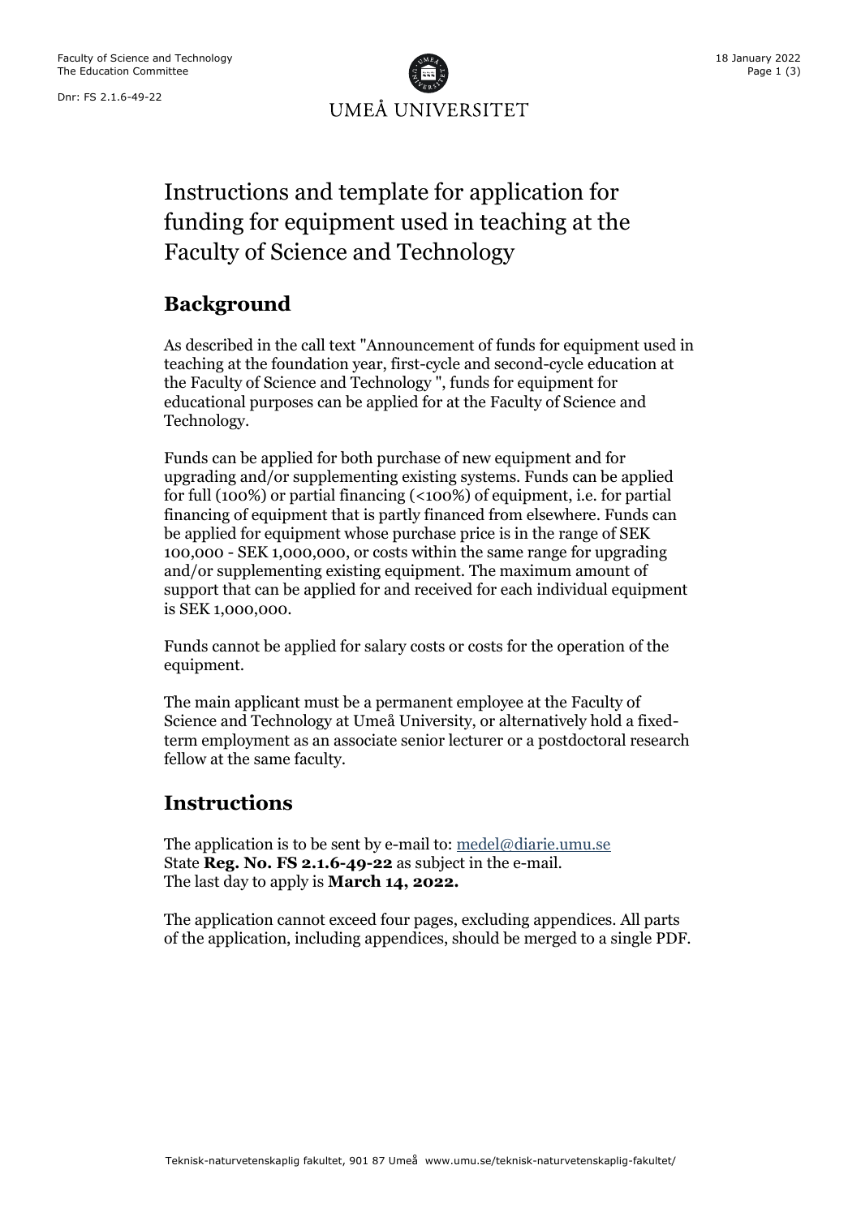Faculty of Science and Technology
The Education Committee

Dnr: FS 2.1.6-49-22

18 January 2022

# Instructions and template for application for funding for equipment used in teaching at the Faculty of Science and Technology

## Background

As described in the call text "Announcement of funds for equipment used in teaching at the foundation year, first-cycle and second-cycle education at the Faculty of Science and Technology ", funds for equipment for educational purposes can be applied for at the Faculty of Science and Technology.

Funds can be applied for both purchase of new equipment and for upgrading and/or supplementing existing systems. Funds can be applied for full (100%) or partial financing (<100%) of equipment, i.e. for partial financing of equipment that is partly financed from elsewhere. Funds can be applied for equipment whose purchase price is in the range of SEK 100,000 - SEK 1,000,000, or costs within the same range for upgrading and/or supplementing existing equipment. The maximum amount of support that can be applied for and received for each individual equipment is SEK 1,000,000.

Funds cannot be applied for salary costs or costs for the operation of the equipment.

The main applicant must be a permanent employee at the Faculty of Science and Technology at Umeå University, or alternatively hold a fixed-term employment as an associate senior lecturer or a postdoctoral research fellow at the same faculty.

## Instructions

The application is to be sent by e-mail to: medel@diarie.umu.se
State **Reg. No. FS 2.1.6-49-22** as subject in the e-mail.
The last day to apply is **March 14, 2022.**

The application cannot exceed four pages, excluding appendices. All parts of the application, including appendices, should be merged to a single PDF.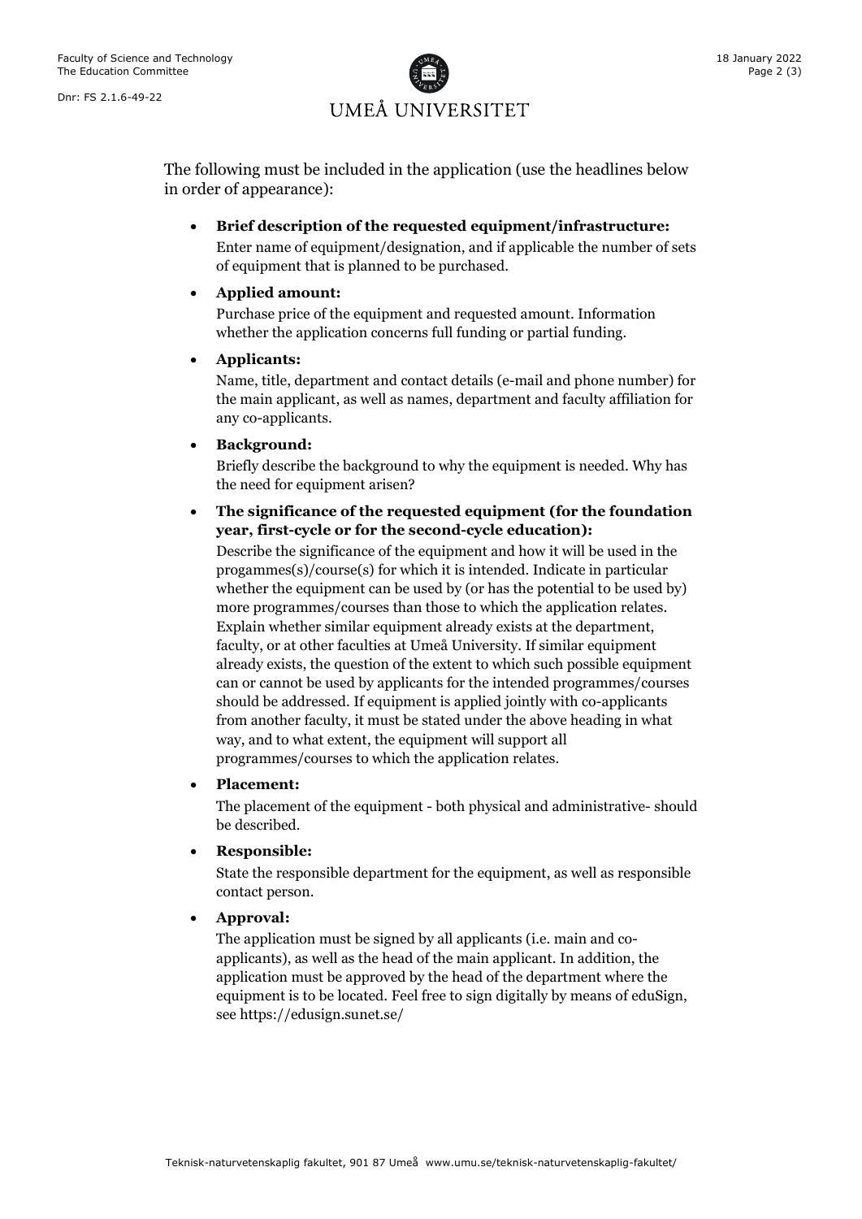The following must be included in the application (use the headlines below in order of appearance):

- **Brief description of the requested equipment/infrastructure:** Enter name of equipment/designation, and if applicable the number of sets of equipment that is planned to be purchased.
- **Applied amount:** Purchase price of the equipment and requested amount. Information whether the application concerns full funding or partial funding.
- **Applicants:** Name, title, department and contact details (e-mail and phone number) for the main applicant, as well as names, department and faculty affiliation for any co-applicants.
- **Background:** Briefly describe the background to why the equipment is needed. Why has the need for equipment arisen?
- **The significance of the requested equipment (for the foundation year, first-cycle or for the second-cycle education):** Describe the significance of the equipment and how it will be used in the progammes(s)/course(s) for which it is intended. Indicate in particular whether the equipment can be used by (or has the potential to be used by) more programmes/courses than those to which the application relates. Explain whether similar equipment already exists at the department, faculty, or at other faculties at Umeå University. If similar equipment already exists, the question of the extent to which such possible equipment can or cannot be used by applicants for the intended programmes/courses should be addressed. If equipment is applied jointly with co-applicants from another faculty, it must be stated under the above heading in what way, and to what extent, the equipment will support all programmes/courses to which the application relates.
- **Placement:** The placement of the equipment - both physical and administrative- should be described.
- **Responsible:** State the responsible department for the equipment, as well as responsible contact person.
- **Approval:** The application must be signed by all applicants (i.e. main and co-applicants), as well as the head of the main applicant. In addition, the application must be approved by the head of the department where the equipment is to be located. Feel free to sign digitally by means of eduSign, see https://edusign.sunet.se/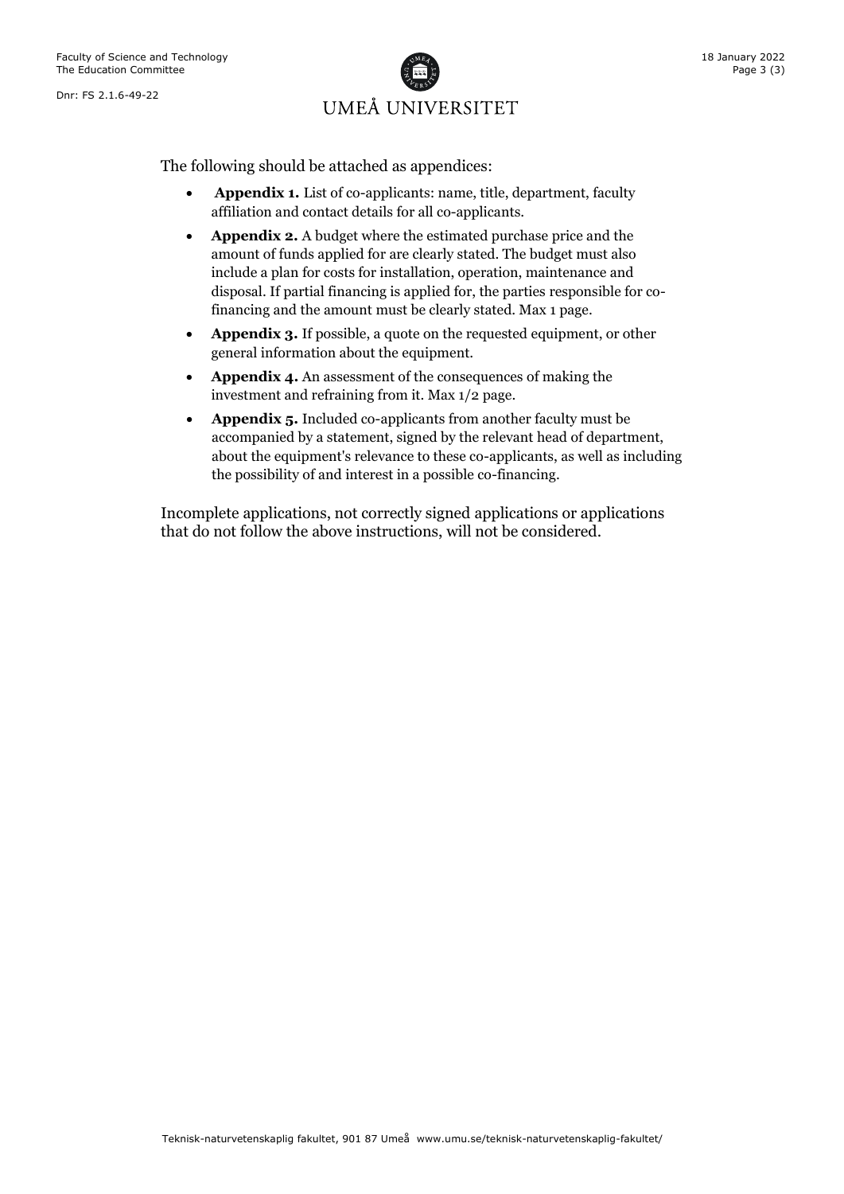The following should be attached as appendices:

- **Appendix 1.** List of co-applicants: name, title, department, faculty affiliation and contact details for all co-applicants.
- **Appendix 2.** A budget where the estimated purchase price and the amount of funds applied for are clearly stated. The budget must also include a plan for costs for installation, operation, maintenance and disposal. If partial financing is applied for, the parties responsible for co-financing and the amount must be clearly stated. Max 1 page.
- **Appendix 3.** If possible, a quote on the requested equipment, or other general information about the equipment.
- **Appendix 4.** An assessment of the consequences of making the investment and refraining from it. Max 1/2 page.
- **Appendix 5.** Included co-applicants from another faculty must be accompanied by a statement, signed by the relevant head of department, about the equipment's relevance to these co-applicants, as well as including the possibility of and interest in a possible co-financing.

Incomplete applications, not correctly signed applications or applications that do not follow the above instructions, will not be considered.